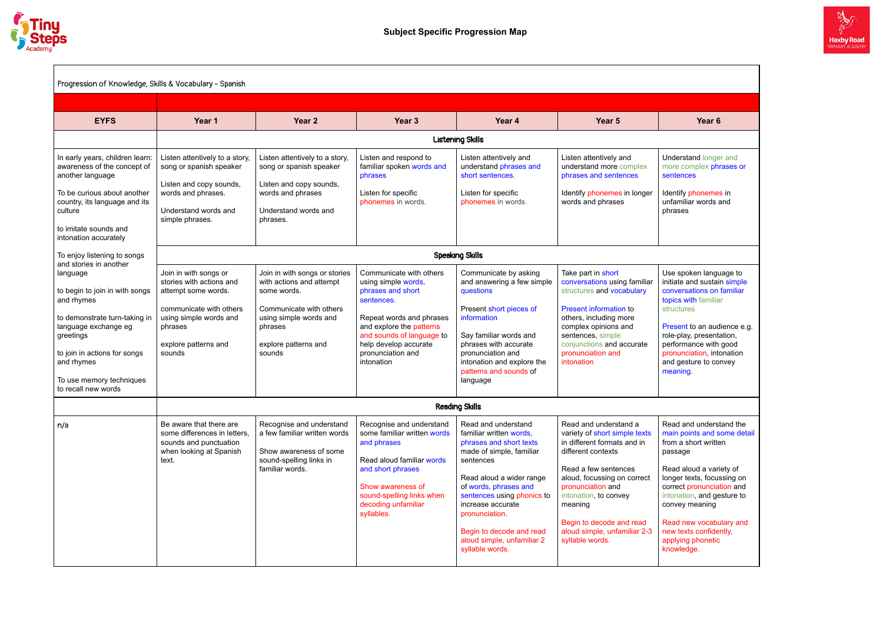# Subject Specific Progression Map

Progression of Knowledge, Skills & Vocabulary - Spanish

| EYFS | Year 1 | Year 2 | Year 3 | Year 4 | Year 5 | Year 6 |
|---|---|---|---|---|---|---|
| | **Listening Skills** | | | | | |
| In early years, children learn: awareness of the concept of another language<br><br>To be curious about another country, its language and its culture<br><br>to imitate sounds and intonation accurately<br><br>To enjoy listening to songs and stories in another language<br><br>to begin to join in with songs and rhymes<br><br>to demonstrate turn-taking in language exchange eg greetings<br><br>to join in actions for songs and rhymes<br><br>To use memory techniques to recall new words | Listen attentively to a story, song or spanish speaker<br><br>Listen and copy sounds, words and phrases.<br><br>Understand words and simple phrases. | Listen attentively to a story, song or spanish speaker<br><br>Listen and copy sounds, words and phrases<br><br>Understand words and phrases. | Listen and respond to familiar spoken words and phrases<br><br>Listen for specific phonemes in words. | Listen attentively and understand phrases and short sentences.<br><br>Listen for specific phonemes in words. | Listen attentively and understand more complex phrases and sentences<br><br>Identify phonemes in longer words and phrases | Understand longer and more complex phrases or sentences<br><br>Identify phonemes in unfamiliar words and phrases |
| | **Speaking Skills** | | | | | |
| | Join in with songs or stories with actions and attempt some words.<br><br>communicate with others using simple words and phrases<br><br>explore patterns and sounds | Join in with songs or stories with actions and attempt some words.<br><br>Communicate with others using simple words and phrases<br><br>explore patterns and sounds | Communicate with others using simple words, phrases and short sentences.<br><br>Repeat words and phrases and explore the patterns and sounds of language to help develop accurate pronunciation and intonation | Communicate by asking and answering a few simple questions<br><br>Present short pieces of information<br><br>Say familiar words and phrases with accurate pronunciation and intonation and explore the patterns and sounds of language | Take part in short conversations using familiar structures and vocabulary<br><br>Present information to others, including more complex opinions and sentences, simple conjunctions and accurate pronunciation and intonation | Use spoken language to initiate and sustain simple conversations on familiar topics with familiar structures<br><br>Present to an audience e.g. role-play, presentation, performance with good pronunciation, intonation and gesture to convey meaning. |
| | **Reading Skills** | | | | | |
| n/a | Be aware that there are some differences in letters, sounds and punctuation when looking at Spanish text. | Recognise and understand a few familiar written words<br><br>Show awareness of some sound-spelling links in familiar words. | Recognise and understand some familiar written words and phrases<br><br>Read aloud familiar words and short phrases<br><br>Show awareness of sound-spelling links when decoding unfamiliar syllables. | Read and understand familiar written words, phrases and short texts made of simple, familiar sentences<br><br>Read aloud a wider range of words, phrases and sentences using phonics to increase accurate pronunciation.<br><br>Begin to decode and read aloud simple, unfamiliar 2 syllable words. | Read and understand a variety of short simple texts in different formats and in different contexts<br><br>Read a few sentences aloud, focussing on correct pronunciation and intonation, to convey meaning<br><br>Begin to decode and read aloud simple, unfamiliar 2-3 syllable words. | Read and understand the main points and some detail from a short written passage<br><br>Read aloud a variety of longer texts, focussing on correct pronunciation and intonation, and gesture to convey meaning<br><br>Read new vocabulary and new texts confidently, applying phonetic knowledge. |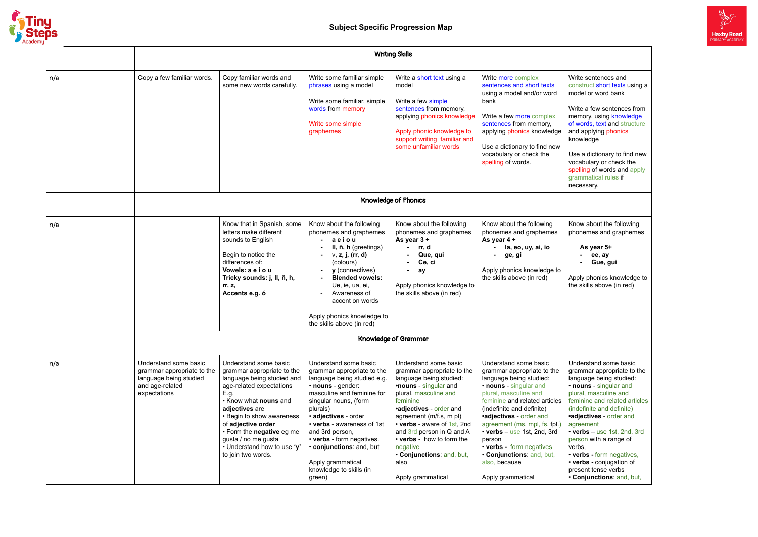## Subject Specific Progression Map

| | | | | | | |
|---|---|---|---|---|---|---|
| | **Writing Skills** | | | | | |
| n/a | Copy a few familiar words. | Copy familiar words and some new words carefully. | Write some familiar simple phrases using a model<br><br>Write some familiar, simple words from memory<br><br>Write some simple graphemes | Write a short text using a model<br><br>Write a few simple sentences from memory, applying phonics knowledge<br><br>Apply phonic knowledge to support writing familiar and some unfamiliar words | Write more complex sentences and short texts using a model and/or word bank<br><br>Write a few more complex sentences from memory, applying phonics knowledge<br><br>Use a dictionary to find new vocabulary or check the spelling of words. | Write sentences and construct short texts using a model or word bank<br><br>Write a few sentences from memory, using knowledge of words, text and structure and applying phonics knowledge<br><br>Use a dictionary to find new vocabulary or check the spelling of words and apply grammatical rules if necessary. |
| | **Knowledge of Phonics** | | | | | |
| n/a | | Know that in Spanish, some letters make different sounds to English<br><br>Begin to notice the differences of:<br>**Vowels: a e i o u**<br>**Tricky sounds: j, ll, ñ, h, rr, z,**<br>**Accents e.g. ó** | Know about the following phonemes and graphemes<br>- **a e i o u**<br>- **ll, ñ, h** (greetings)<br>- v, **z, j, (rr, d)** (colours)<br>- **y** (connectives)<br>- **Blended vowels:** Ue, ie, ua, ei,<br>- Awareness of accent on words<br><br>Apply phonics knowledge to the skills above (in red) | Know about the following phonemes and graphemes<br>**As year 3 +**<br>- **rr, d**<br>- **Que, qui**<br>- **Ce, ci**<br>- **ay**<br><br>Apply phonics knowledge to the skills above (in red) | Know about the following phonemes and graphemes<br>**As year 4 +**<br>- **la, eo, uy, ai, io**<br>- **ge, gi**<br><br>Apply phonics knowledge to the skills above (in red) | Know about the following phonemes and graphemes<br><br>**As year 5+**<br>- **ee, ay**<br>- **Gue, gui**<br><br>Apply phonics knowledge to the skills above (in red) |
| | **Knowledge of Grammar** | | | | | |
| n/a | Understand some basic grammar appropriate to the language being studied and age-related expectations | Understand some basic grammar appropriate to the language being studied and age-related expectations E.g.<br>• Know what **nouns** and **adjectives** are<br>• Begin to show awareness of **adjective order**<br>• Form the **negative** eg me gusta / no me gusta<br>• Understand how to use **'y'** to join two words. | Understand some basic grammar appropriate to the language being studied e.g.<br>• **nouns** - gender: masculine and feminine for singular nouns, (form plurals)<br>• **adjectives** - order<br>• **verbs** - awareness of 1st and 3rd person,<br>• **verbs** - form negatives.<br>• **conjunctions**: and, but<br><br>Apply grammatical knowledge to skills (in green) | Understand some basic grammar appropriate to the language being studied:<br>•**nouns** - singular and plural, masculine and feminine<br>•**adjectives** - order and agreement (m/f.s, m pl)<br>• **verbs** - aware of 1st, 2nd and 3rd person in Q and A<br>• **verbs** - how to form the negative<br>• **Conjunctions**: and, but, also<br><br>Apply grammatical | Understand some basic grammar appropriate to the language being studied:<br>• **nouns** - singular and plural, masculine and feminine and related articles (indefinite and definite)<br>•**adjectives** - order and agreement (ms, mpl, fs, fpl.)<br>• **verbs** – use 1st, 2nd, 3rd person<br>• **verbs** - form negatives<br>• **Conjunctions**: and, but, also, because<br><br>Apply grammatical | Understand some basic grammar appropriate to the language being studied:<br>• **nouns** - singular and plural, masculine and feminine and related articles (indefinite and definite)<br>•**adjectives** - order and agreement<br>• **verbs** – use 1st, 2nd, 3rd person with a range of verbs,<br>• **verbs** - form negatives,<br>• **verbs** - conjugation of present tense verbs<br>• **Conjunctions**: and, but, |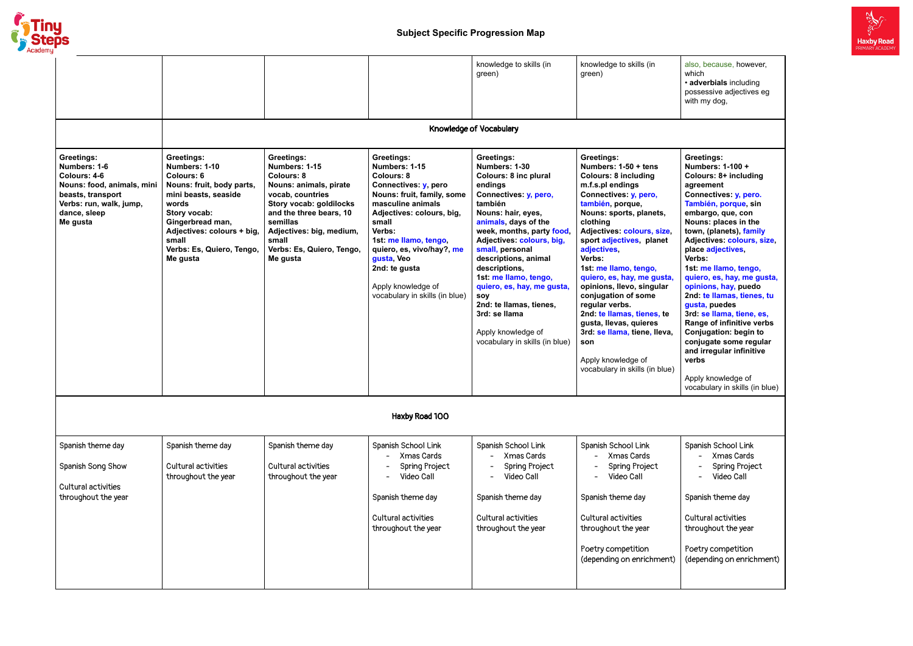## Subject Specific Progression Map

| | | | | | | |
|---|---|---|---|---|---|---|
| | | | | knowledge to skills (in green) | knowledge to skills (in green) | also, because, however, which<br>• **adverbials** including possessive adjectives eg with my dog, |
| | **Knowledge of Vocabulary** | | | | | |
| **Greetings:**<br>**Numbers: 1-6**<br>**Colours: 4-6**<br>**Nouns: food, animals, mini beasts, transport**<br>**Verbs: run, walk, jump, dance, sleep**<br>**Me gusta** | **Greetings:**<br>**Numbers: 1-10**<br>**Colours: 6**<br>**Nouns: fruit, body parts, mini beasts, seaside words**<br>**Story vocab: Gingerbread man,**<br>**Adjectives: colours + big, small**<br>**Verbs: Es, Quiero, Tengo, Me gusta** | **Greetings:**<br>**Numbers: 1-15**<br>**Colours: 8**<br>**Nouns: animals, pirate vocab, countries**<br>**Story vocab: goldilocks and the three bears, 10 semillas**<br>**Adjectives: big, medium, small**<br>**Verbs: Es, Quiero, Tengo, Me gusta** | **Greetings:**<br>**Numbers: 1-15**<br>**Colours: 8**<br>**Connectives: y, pero**<br>**Nouns: fruit, family, some masculine animals**<br>**Adjectives: colours, big, small**<br>**Verbs:**<br>**1st: me llamo, tengo, quiero, es, vivo/hay?, me gusta, Veo**<br>**2nd: te gusta**<br><br>Apply knowledge of vocabulary in skills (in blue) | **Greetings:**<br>**Numbers: 1-30**<br>**Colours: 8 inc plural endings**<br>**Connectives: y, pero, también**<br>**Nouns: hair, eyes, animals, days of the week, months, party food, Adjectives: colours, big, small, personal descriptions, animal descriptions,**<br>**1st: me llamo, tengo, quiero, es, hay, me gusta, soy**<br>**2nd: te llamas, tienes,**<br>**3rd: se llama**<br><br>Apply knowledge of vocabulary in skills (in blue) | **Greetings:**<br>**Numbers: 1-50 + tens**<br>**Colours: 8 including m.f.s.pl endings**<br>**Connectives: y, pero, también, porque,**<br>**Nouns: sports, planets, clothing**<br>**Adjectives: colours, size, sport adjectives, planet adjectives,**<br>**Verbs:**<br>**1st: me llamo, tengo, quiero, es, hay, me gusta, opinions, llevo, singular conjugation of some regular verbs.**<br>**2nd: te llamas, tienes, te gusta, llevas, quieres**<br>**3rd: se llama, tiene, lleva, son**<br><br>Apply knowledge of vocabulary in skills (in blue) | **Greetings:**<br>**Numbers: 1-100 + Colours: 8+ including agreement**<br>**Connectives: y, pero. También, porque, sin embargo, que, con**<br>**Nouns: places in the town, (planets), family**<br>**Adjectives: colours, size, place adjectives,**<br>**Verbs:**<br>**1st: me llamo, tengo, quiero, es, hay, me gusta, opinions, hay, puedo**<br>**2nd: te llamas, tienes, tu gusta, puedes**<br>**3rd: se llama, tiene, es,**<br>**Range of infinitive verbs**<br>**Conjugation: begin to conjugate some regular and irregular infinitive verbs**<br><br>Apply knowledge of vocabulary in skills (in blue) |
| **Haxby Road 100** | | | | | | |
| Spanish theme day<br><br>Spanish Song Show<br><br>Cultural activities throughout the year | Spanish theme day<br><br>Cultural activities throughout the year | Spanish theme day<br><br>Cultural activities throughout the year | Spanish School Link<br>- Xmas Cards<br>- Spring Project<br>- Video Call<br><br>Spanish theme day<br><br>Cultural activities throughout the year | Spanish School Link<br>- Xmas Cards<br>- Spring Project<br>- Video Call<br><br>Spanish theme day<br><br>Cultural activities throughout the year | Spanish School Link<br>- Xmas Cards<br>- Spring Project<br>- Video Call<br><br>Spanish theme day<br><br>Cultural activities throughout the year<br><br>Poetry competition (depending on enrichment) | Spanish School Link<br>- Xmas Cards<br>- Spring Project<br>- Video Call<br><br>Spanish theme day<br><br>Cultural activities throughout the year<br><br>Poetry competition (depending on enrichment) |